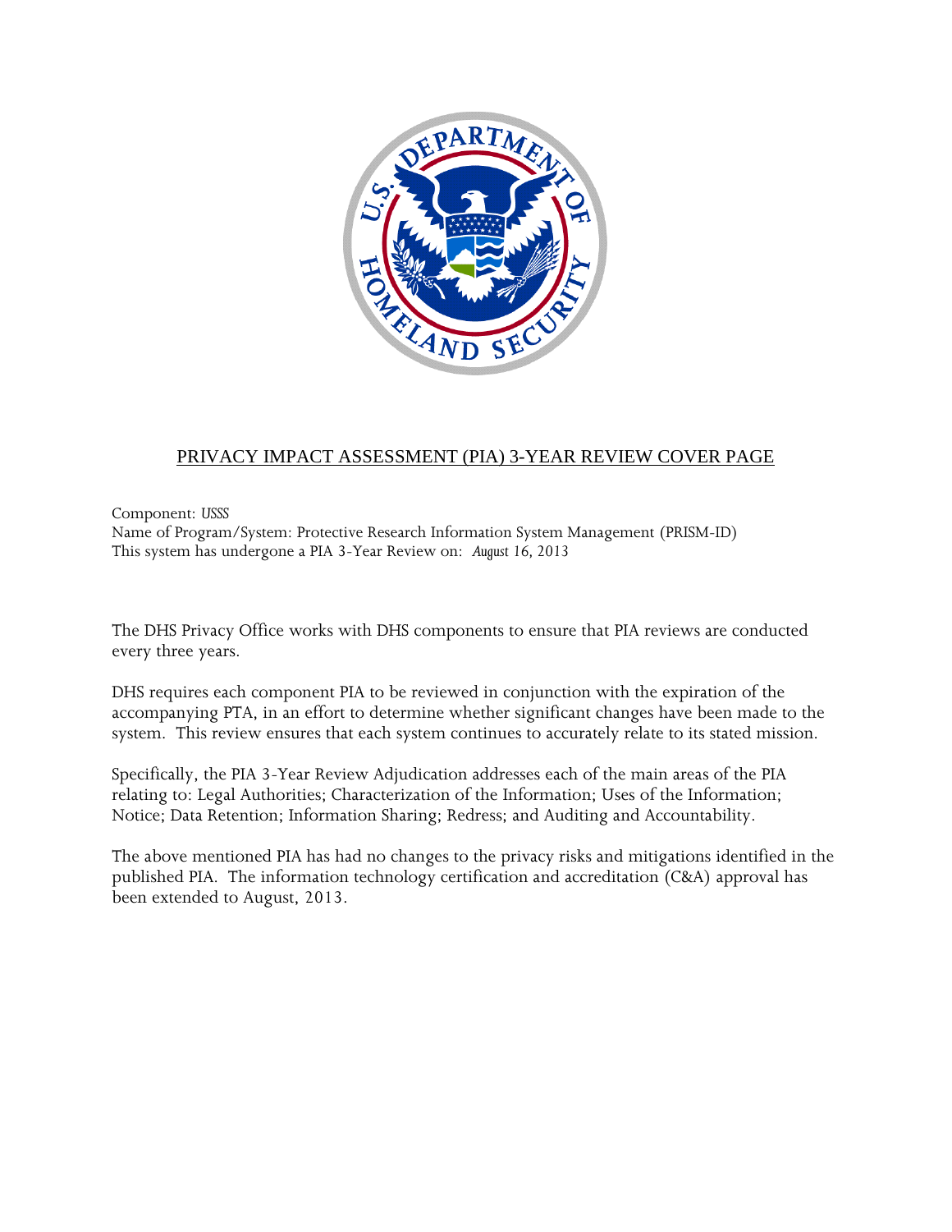# PRIVACY IMPACT ASSESSMENT (PIA) 3-YEAR REVIEW COVER PAGE

Component: *USSS*
Name of Program/System: Protective Research Information System Management (PRISM-ID)
This system has undergone a PIA 3-Year Review on: *August 16, 2013*

The DHS Privacy Office works with DHS components to ensure that PIA reviews are conducted every three years.

DHS requires each component PIA to be reviewed in conjunction with the expiration of the accompanying PTA, in an effort to determine whether significant changes have been made to the system. This review ensures that each system continues to accurately relate to its stated mission.

Specifically, the PIA 3-Year Review Adjudication addresses each of the main areas of the PIA relating to: Legal Authorities; Characterization of the Information; Uses of the Information; Notice; Data Retention; Information Sharing; Redress; and Auditing and Accountability.

The above mentioned PIA has had no changes to the privacy risks and mitigations identified in the published PIA. The information technology certification and accreditation (C&A) approval has been extended to August, 2013.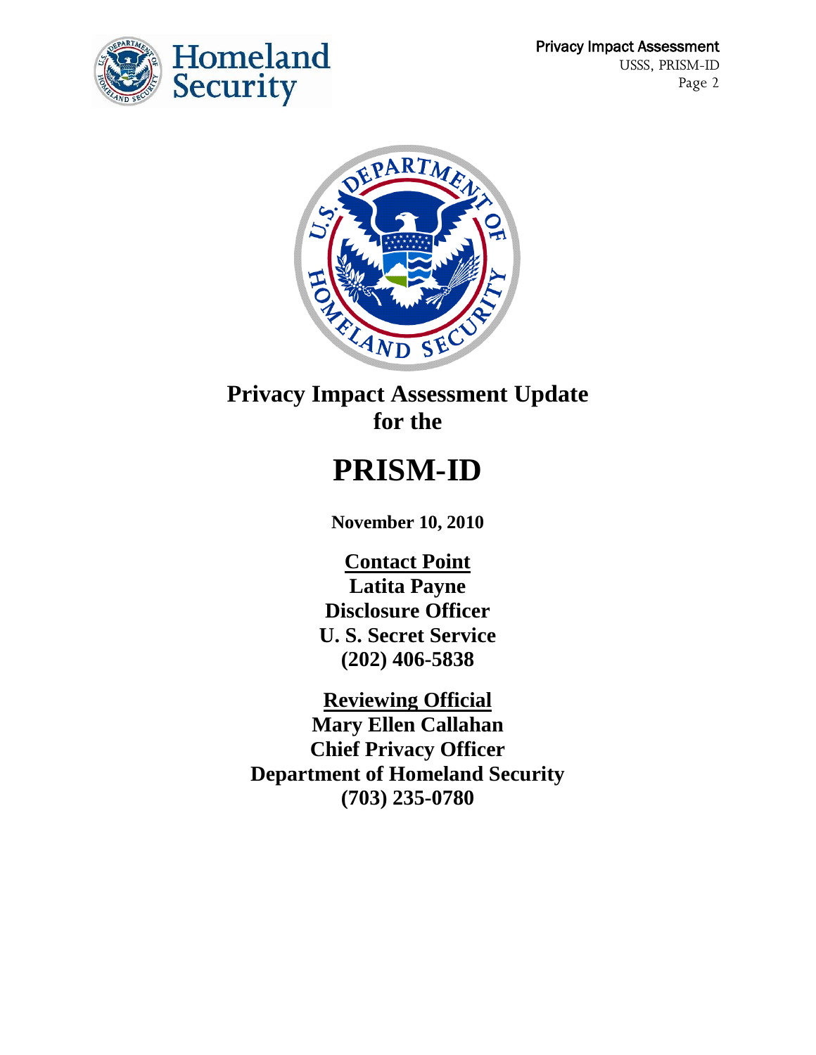# Privacy Impact Assessment Update
# for the

# PRISM-ID

**November 10, 2010**

**Contact Point**
**Latita Payne**
**Disclosure Officer**
**U. S. Secret Service**
**(202) 406-5838**

**Reviewing Official**
**Mary Ellen Callahan**
**Chief Privacy Officer**
**Department of Homeland Security**
**(703) 235-0780**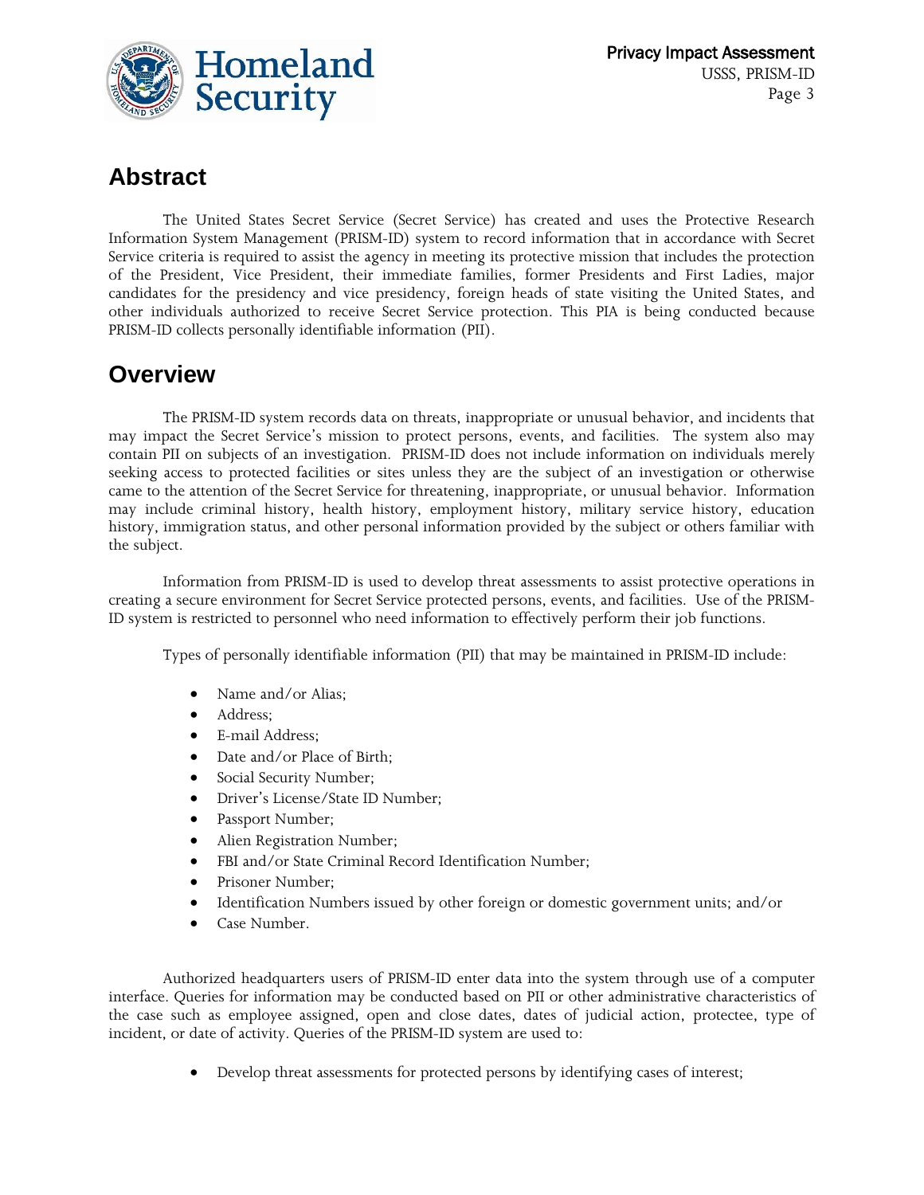## Abstract

The United States Secret Service (Secret Service) has created and uses the Protective Research Information System Management (PRISM-ID) system to record information that in accordance with Secret Service criteria is required to assist the agency in meeting its protective mission that includes the protection of the President, Vice President, their immediate families, former Presidents and First Ladies, major candidates for the presidency and vice presidency, foreign heads of state visiting the United States, and other individuals authorized to receive Secret Service protection. This PIA is being conducted because PRISM-ID collects personally identifiable information (PII).

## Overview

The PRISM-ID system records data on threats, inappropriate or unusual behavior, and incidents that may impact the Secret Service's mission to protect persons, events, and facilities. The system also may contain PII on subjects of an investigation. PRISM-ID does not include information on individuals merely seeking access to protected facilities or sites unless they are the subject of an investigation or otherwise came to the attention of the Secret Service for threatening, inappropriate, or unusual behavior. Information may include criminal history, health history, employment history, military service history, education history, immigration status, and other personal information provided by the subject or others familiar with the subject.

Information from PRISM-ID is used to develop threat assessments to assist protective operations in creating a secure environment for Secret Service protected persons, events, and facilities. Use of the PRISM-ID system is restricted to personnel who need information to effectively perform their job functions.

Types of personally identifiable information (PII) that may be maintained in PRISM-ID include:

- Name and/or Alias;
- Address;
- E-mail Address;
- Date and/or Place of Birth;
- Social Security Number;
- Driver's License/State ID Number;
- Passport Number;
- Alien Registration Number;
- FBI and/or State Criminal Record Identification Number;
- Prisoner Number;
- Identification Numbers issued by other foreign or domestic government units; and/or
- Case Number.

Authorized headquarters users of PRISM-ID enter data into the system through use of a computer interface. Queries for information may be conducted based on PII or other administrative characteristics of the case such as employee assigned, open and close dates, dates of judicial action, protectee, type of incident, or date of activity. Queries of the PRISM-ID system are used to:

- Develop threat assessments for protected persons by identifying cases of interest;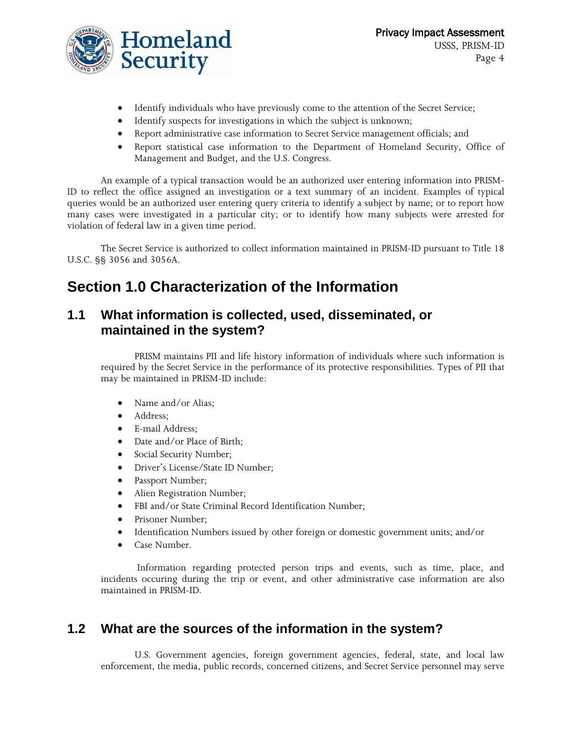- Identify individuals who have previously come to the attention of the Secret Service;
- Identify suspects for investigations in which the subject is unknown;
- Report administrative case information to Secret Service management officials; and
- Report statistical case information to the Department of Homeland Security, Office of Management and Budget, and the U.S. Congress.

An example of a typical transaction would be an authorized user entering information into PRISM-ID to reflect the office assigned an investigation or a text summary of an incident. Examples of typical queries would be an authorized user entering query criteria to identify a subject by name; or to report how many cases were investigated in a particular city; or to identify how many subjects were arrested for violation of federal law in a given time period.

The Secret Service is authorized to collect information maintained in PRISM-ID pursuant to Title 18 U.S.C. §§ 3056 and 3056A.

# Section 1.0 Characterization of the Information

## 1.1 What information is collected, used, disseminated, or maintained in the system?

PRISM maintains PII and life history information of individuals where such information is required by the Secret Service in the performance of its protective responsibilities. Types of PII that may be maintained in PRISM-ID include:

- Name and/or Alias;
- Address;
- E-mail Address;
- Date and/or Place of Birth;
- Social Security Number;
- Driver's License/State ID Number;
- Passport Number;
- Alien Registration Number;
- FBI and/or State Criminal Record Identification Number;
- Prisoner Number;
- Identification Numbers issued by other foreign or domestic government units; and/or
- Case Number.

Information regarding protected person trips and events, such as time, place, and incidents occuring during the trip or event, and other administrative case information are also maintained in PRISM-ID.

## 1.2 What are the sources of the information in the system?

U.S. Government agencies, foreign government agencies, federal, state, and local law enforcement, the media, public records, concerned citizens, and Secret Service personnel may serve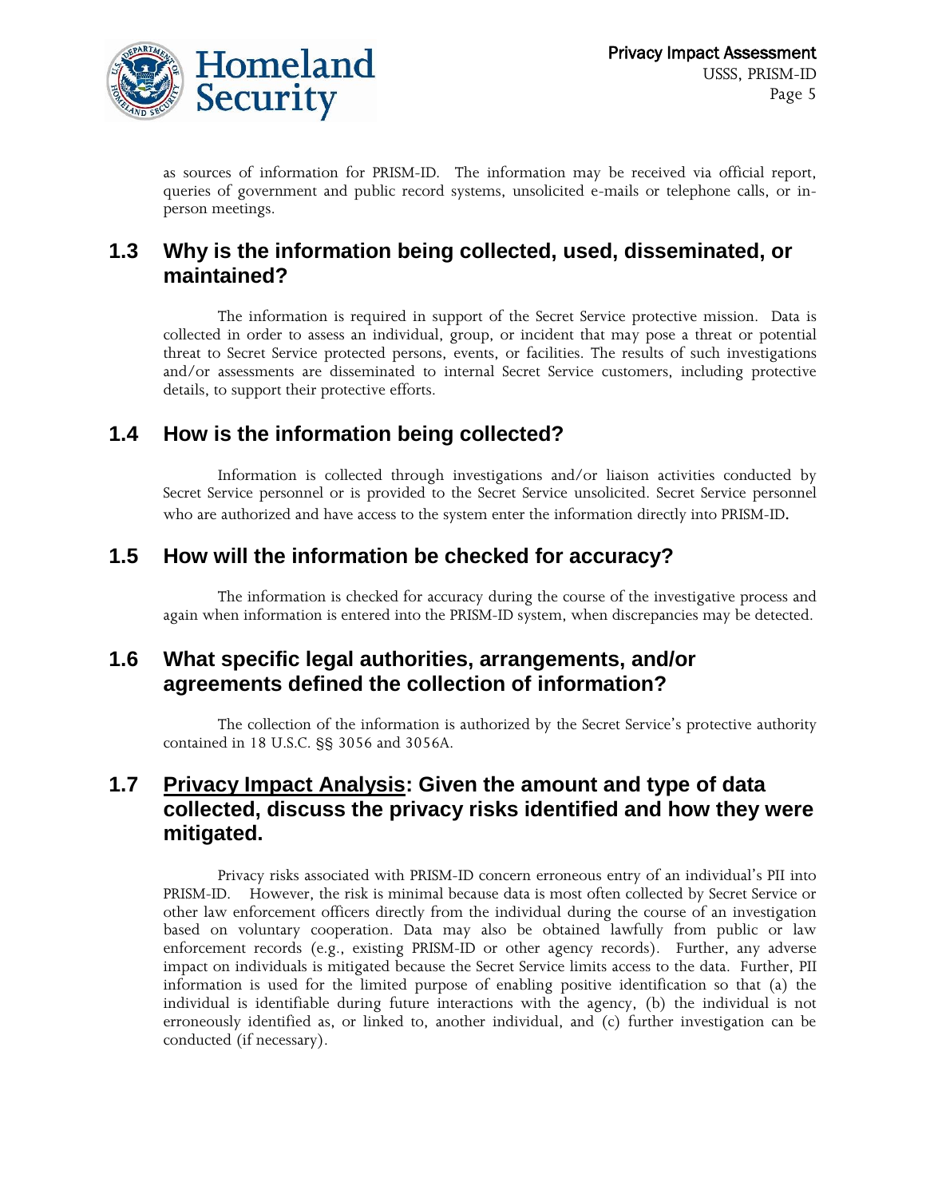as sources of information for PRISM-ID. The information may be received via official report, queries of government and public record systems, unsolicited e-mails or telephone calls, or in-person meetings.

## 1.3 Why is the information being collected, used, disseminated, or maintained?

The information is required in support of the Secret Service protective mission. Data is collected in order to assess an individual, group, or incident that may pose a threat or potential threat to Secret Service protected persons, events, or facilities. The results of such investigations and/or assessments are disseminated to internal Secret Service customers, including protective details, to support their protective efforts.

## 1.4 How is the information being collected?

Information is collected through investigations and/or liaison activities conducted by Secret Service personnel or is provided to the Secret Service unsolicited. Secret Service personnel who are authorized and have access to the system enter the information directly into PRISM-ID.

## 1.5 How will the information be checked for accuracy?

The information is checked for accuracy during the course of the investigative process and again when information is entered into the PRISM-ID system, when discrepancies may be detected.

## 1.6 What specific legal authorities, arrangements, and/or agreements defined the collection of information?

The collection of the information is authorized by the Secret Service's protective authority contained in 18 U.S.C. §§ 3056 and 3056A.

## 1.7 <u>Privacy Impact Analysis</u>: Given the amount and type of data collected, discuss the privacy risks identified and how they were mitigated.

Privacy risks associated with PRISM-ID concern erroneous entry of an individual's PII into PRISM-ID. However, the risk is minimal because data is most often collected by Secret Service or other law enforcement officers directly from the individual during the course of an investigation based on voluntary cooperation. Data may also be obtained lawfully from public or law enforcement records (e.g., existing PRISM-ID or other agency records). Further, any adverse impact on individuals is mitigated because the Secret Service limits access to the data. Further, PII information is used for the limited purpose of enabling positive identification so that (a) the individual is identifiable during future interactions with the agency, (b) the individual is not erroneously identified as, or linked to, another individual, and (c) further investigation can be conducted (if necessary).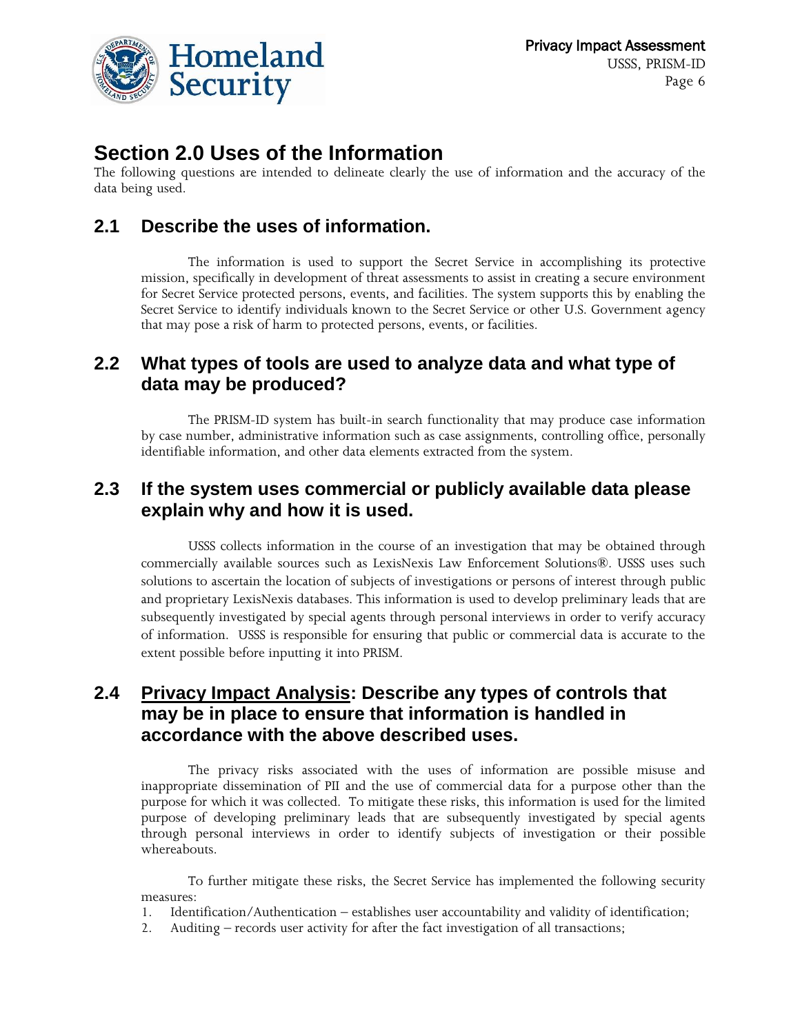# Section 2.0 Uses of the Information

The following questions are intended to delineate clearly the use of information and the accuracy of the data being used.

## 2.1 Describe the uses of information.

The information is used to support the Secret Service in accomplishing its protective mission, specifically in development of threat assessments to assist in creating a secure environment for Secret Service protected persons, events, and facilities. The system supports this by enabling the Secret Service to identify individuals known to the Secret Service or other U.S. Government agency that may pose a risk of harm to protected persons, events, or facilities.

## 2.2 What types of tools are used to analyze data and what type of data may be produced?

The PRISM-ID system has built-in search functionality that may produce case information by case number, administrative information such as case assignments, controlling office, personally identifiable information, and other data elements extracted from the system.

## 2.3 If the system uses commercial or publicly available data please explain why and how it is used.

USSS collects information in the course of an investigation that may be obtained through commercially available sources such as LexisNexis Law Enforcement Solutions®. USSS uses such solutions to ascertain the location of subjects of investigations or persons of interest through public and proprietary LexisNexis databases. This information is used to develop preliminary leads that are subsequently investigated by special agents through personal interviews in order to verify accuracy of information. USSS is responsible for ensuring that public or commercial data is accurate to the extent possible before inputting it into PRISM.

## 2.4 Privacy Impact Analysis: Describe any types of controls that may be in place to ensure that information is handled in accordance with the above described uses.

The privacy risks associated with the uses of information are possible misuse and inappropriate dissemination of PII and the use of commercial data for a purpose other than the purpose for which it was collected. To mitigate these risks, this information is used for the limited purpose of developing preliminary leads that are subsequently investigated by special agents through personal interviews in order to identify subjects of investigation or their possible whereabouts.

To further mitigate these risks, the Secret Service has implemented the following security measures:

1. Identification/Authentication – establishes user accountability and validity of identification;
2. Auditing – records user activity for after the fact investigation of all transactions;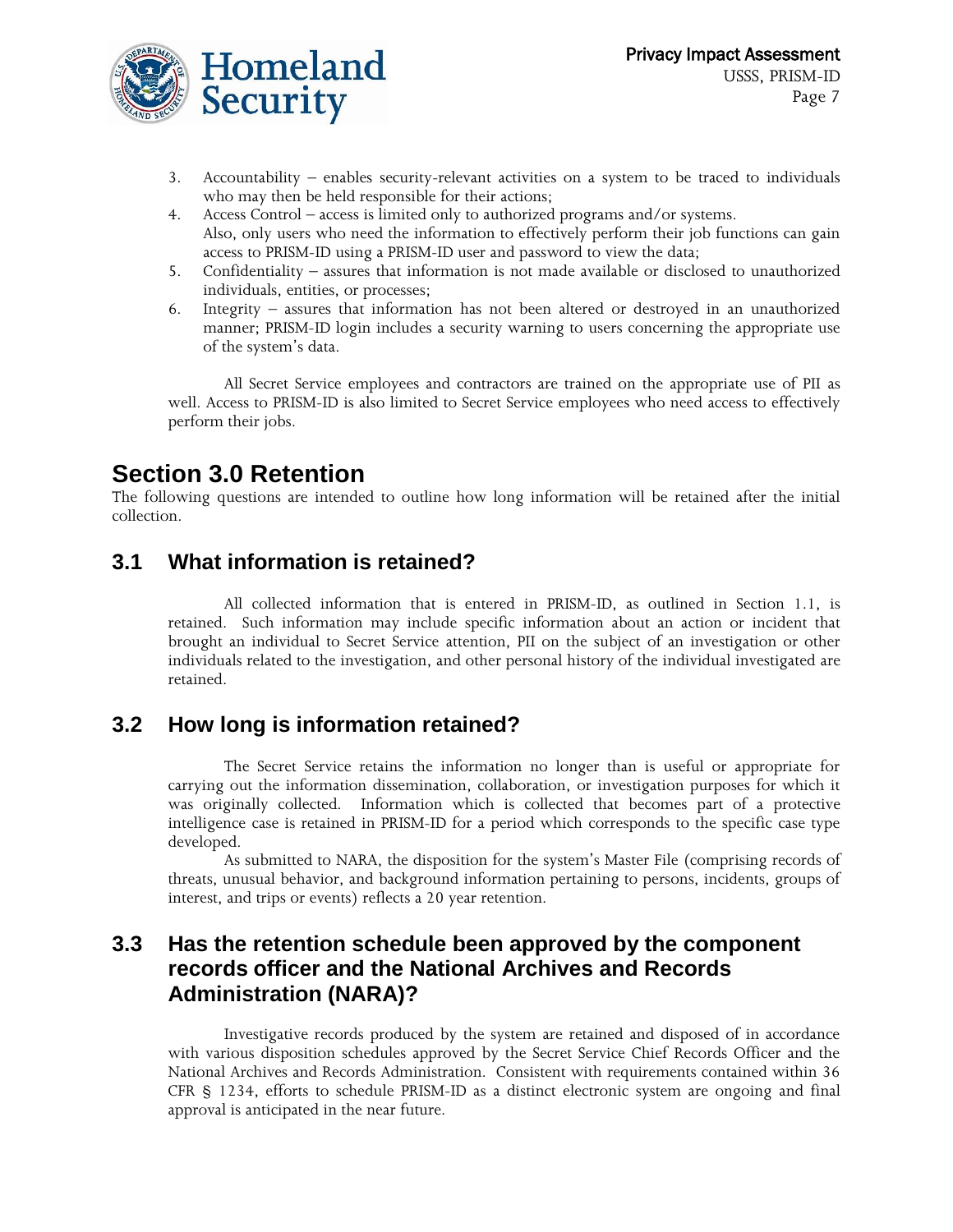3. Accountability – enables security-relevant activities on a system to be traced to individuals who may then be held responsible for their actions;
4. Access Control – access is limited only to authorized programs and/or systems. Also, only users who need the information to effectively perform their job functions can gain access to PRISM-ID using a PRISM-ID user and password to view the data;
5. Confidentiality – assures that information is not made available or disclosed to unauthorized individuals, entities, or processes;
6. Integrity – assures that information has not been altered or destroyed in an unauthorized manner; PRISM-ID login includes a security warning to users concerning the appropriate use of the system's data.

All Secret Service employees and contractors are trained on the appropriate use of PII as well. Access to PRISM-ID is also limited to Secret Service employees who need access to effectively perform their jobs.

# Section 3.0 Retention

The following questions are intended to outline how long information will be retained after the initial collection.

## 3.1 What information is retained?

All collected information that is entered in PRISM-ID, as outlined in Section 1.1, is retained. Such information may include specific information about an action or incident that brought an individual to Secret Service attention, PII on the subject of an investigation or other individuals related to the investigation, and other personal history of the individual investigated are retained.

## 3.2 How long is information retained?

The Secret Service retains the information no longer than is useful or appropriate for carrying out the information dissemination, collaboration, or investigation purposes for which it was originally collected. Information which is collected that becomes part of a protective intelligence case is retained in PRISM-ID for a period which corresponds to the specific case type developed.

As submitted to NARA, the disposition for the system's Master File (comprising records of threats, unusual behavior, and background information pertaining to persons, incidents, groups of interest, and trips or events) reflects a 20 year retention.

## 3.3 Has the retention schedule been approved by the component records officer and the National Archives and Records Administration (NARA)?

Investigative records produced by the system are retained and disposed of in accordance with various disposition schedules approved by the Secret Service Chief Records Officer and the National Archives and Records Administration. Consistent with requirements contained within 36 CFR § 1234, efforts to schedule PRISM-ID as a distinct electronic system are ongoing and final approval is anticipated in the near future.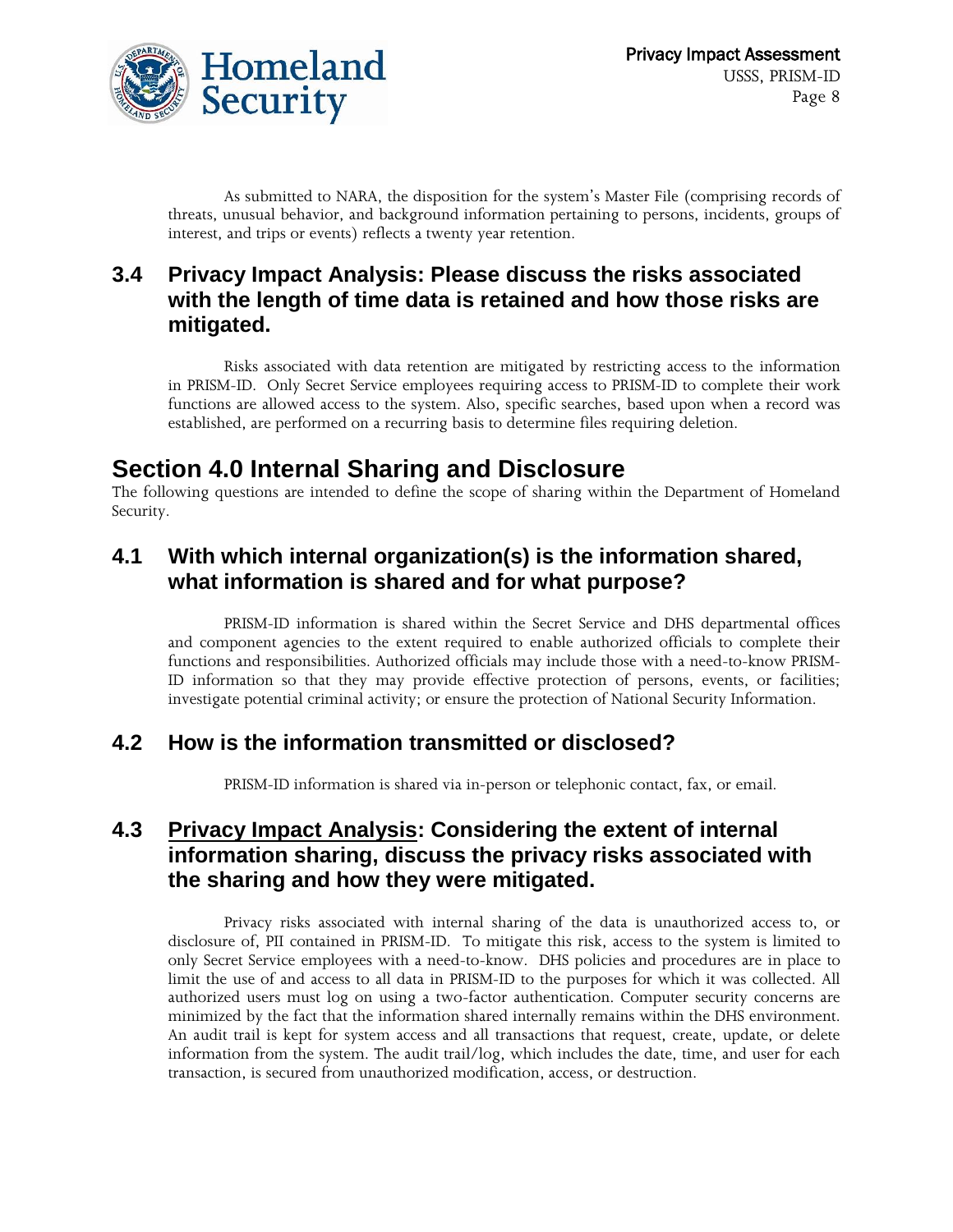As submitted to NARA, the disposition for the system's Master File (comprising records of threats, unusual behavior, and background information pertaining to persons, incidents, groups of interest, and trips or events) reflects a twenty year retention.

### 3.4 Privacy Impact Analysis: Please discuss the risks associated with the length of time data is retained and how those risks are mitigated.

Risks associated with data retention are mitigated by restricting access to the information in PRISM-ID. Only Secret Service employees requiring access to PRISM-ID to complete their work functions are allowed access to the system. Also, specific searches, based upon when a record was established, are performed on a recurring basis to determine files requiring deletion.

## Section 4.0 Internal Sharing and Disclosure

The following questions are intended to define the scope of sharing within the Department of Homeland Security.

### 4.1 With which internal organization(s) is the information shared, what information is shared and for what purpose?

PRISM-ID information is shared within the Secret Service and DHS departmental offices and component agencies to the extent required to enable authorized officials to complete their functions and responsibilities. Authorized officials may include those with a need-to-know PRISM-ID information so that they may provide effective protection of persons, events, or facilities; investigate potential criminal activity; or ensure the protection of National Security Information.

### 4.2 How is the information transmitted or disclosed?

PRISM-ID information is shared via in-person or telephonic contact, fax, or email.

### 4.3 Privacy Impact Analysis: Considering the extent of internal information sharing, discuss the privacy risks associated with the sharing and how they were mitigated.

Privacy risks associated with internal sharing of the data is unauthorized access to, or disclosure of, PII contained in PRISM-ID. To mitigate this risk, access to the system is limited to only Secret Service employees with a need-to-know. DHS policies and procedures are in place to limit the use of and access to all data in PRISM-ID to the purposes for which it was collected. All authorized users must log on using a two-factor authentication. Computer security concerns are minimized by the fact that the information shared internally remains within the DHS environment. An audit trail is kept for system access and all transactions that request, create, update, or delete information from the system. The audit trail/log, which includes the date, time, and user for each transaction, is secured from unauthorized modification, access, or destruction.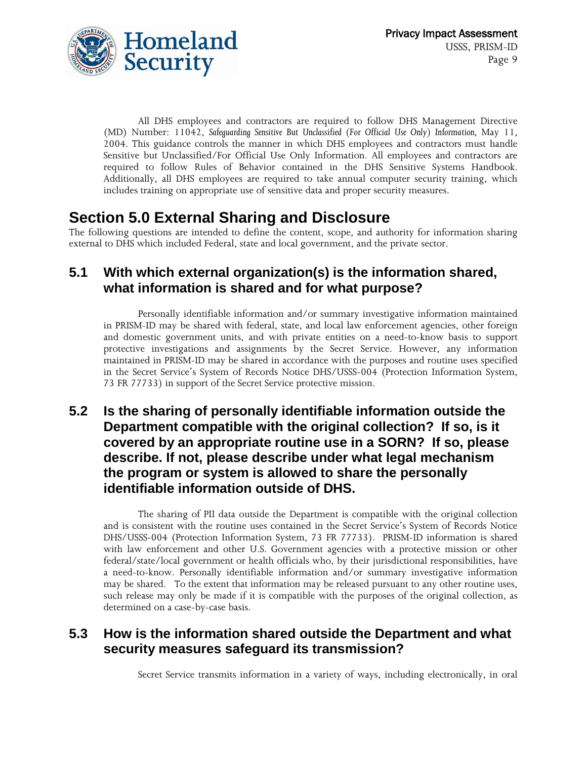All DHS employees and contractors are required to follow DHS Management Directive (MD) Number: 11042, *Safeguarding Sensitive But Unclassified (For Official Use Only) Information*, May 11, 2004. This guidance controls the manner in which DHS employees and contractors must handle Sensitive but Unclassified/For Official Use Only Information. All employees and contractors are required to follow Rules of Behavior contained in the DHS Sensitive Systems Handbook. Additionally, all DHS employees are required to take annual computer security training, which includes training on appropriate use of sensitive data and proper security measures.

# Section 5.0 External Sharing and Disclosure

The following questions are intended to define the content, scope, and authority for information sharing external to DHS which included Federal, state and local government, and the private sector.

## 5.1 With which external organization(s) is the information shared, what information is shared and for what purpose?

Personally identifiable information and/or summary investigative information maintained in PRISM-ID may be shared with federal, state, and local law enforcement agencies, other foreign and domestic government units, and with private entities on a need-to-know basis to support protective investigations and assignments by the Secret Service. However, any information maintained in PRISM-ID may be shared in accordance with the purposes and routine uses specified in the Secret Service's System of Records Notice DHS/USSS-004 (Protection Information System, 73 FR 77733) in support of the Secret Service protective mission.

## 5.2 Is the sharing of personally identifiable information outside the Department compatible with the original collection? If so, is it covered by an appropriate routine use in a SORN? If so, please describe. If not, please describe under what legal mechanism the program or system is allowed to share the personally identifiable information outside of DHS.

The sharing of PII data outside the Department is compatible with the original collection and is consistent with the routine uses contained in the Secret Service's System of Records Notice DHS/USSS-004 (Protection Information System, 73 FR 77733). PRISM-ID information is shared with law enforcement and other U.S. Government agencies with a protective mission or other federal/state/local government or health officials who, by their jurisdictional responsibilities, have a need-to-know. Personally identifiable information and/or summary investigative information may be shared. To the extent that information may be released pursuant to any other routine uses, such release may only be made if it is compatible with the purposes of the original collection, as determined on a case-by-case basis.

## 5.3 How is the information shared outside the Department and what security measures safeguard its transmission?

Secret Service transmits information in a variety of ways, including electronically, in oral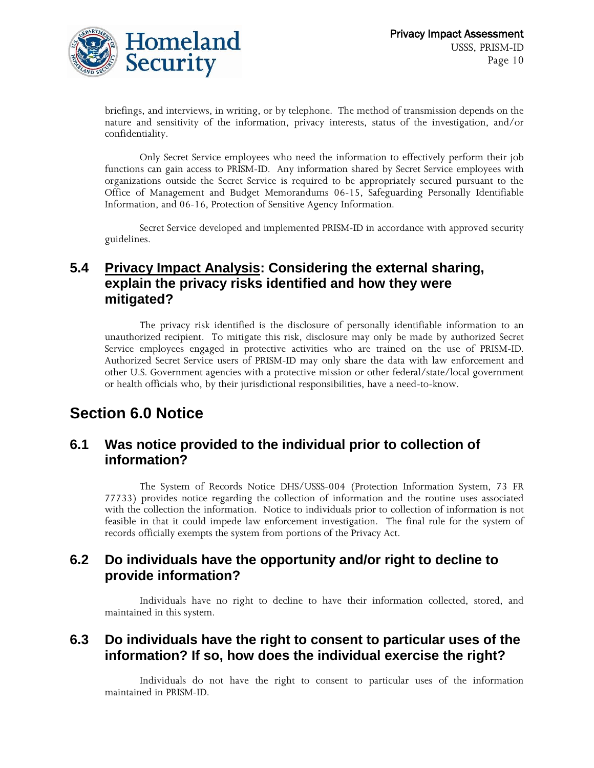briefings, and interviews, in writing, or by telephone. The method of transmission depends on the nature and sensitivity of the information, privacy interests, status of the investigation, and/or confidentiality.

Only Secret Service employees who need the information to effectively perform their job functions can gain access to PRISM-ID. Any information shared by Secret Service employees with organizations outside the Secret Service is required to be appropriately secured pursuant to the Office of Management and Budget Memorandums 06-15, Safeguarding Personally Identifiable Information, and 06-16, Protection of Sensitive Agency Information.

Secret Service developed and implemented PRISM-ID in accordance with approved security guidelines.

### 5.4 Privacy Impact Analysis: Considering the external sharing, explain the privacy risks identified and how they were mitigated?

The privacy risk identified is the disclosure of personally identifiable information to an unauthorized recipient. To mitigate this risk, disclosure may only be made by authorized Secret Service employees engaged in protective activities who are trained on the use of PRISM-ID. Authorized Secret Service users of PRISM-ID may only share the data with law enforcement and other U.S. Government agencies with a protective mission or other federal/state/local government or health officials who, by their jurisdictional responsibilities, have a need-to-know.

## Section 6.0 Notice

### 6.1 Was notice provided to the individual prior to collection of information?

The System of Records Notice DHS/USSS-004 (Protection Information System, 73 FR 77733) provides notice regarding the collection of information and the routine uses associated with the collection the information. Notice to individuals prior to collection of information is not feasible in that it could impede law enforcement investigation. The final rule for the system of records officially exempts the system from portions of the Privacy Act.

### 6.2 Do individuals have the opportunity and/or right to decline to provide information?

Individuals have no right to decline to have their information collected, stored, and maintained in this system.

### 6.3 Do individuals have the right to consent to particular uses of the information? If so, how does the individual exercise the right?

Individuals do not have the right to consent to particular uses of the information maintained in PRISM-ID.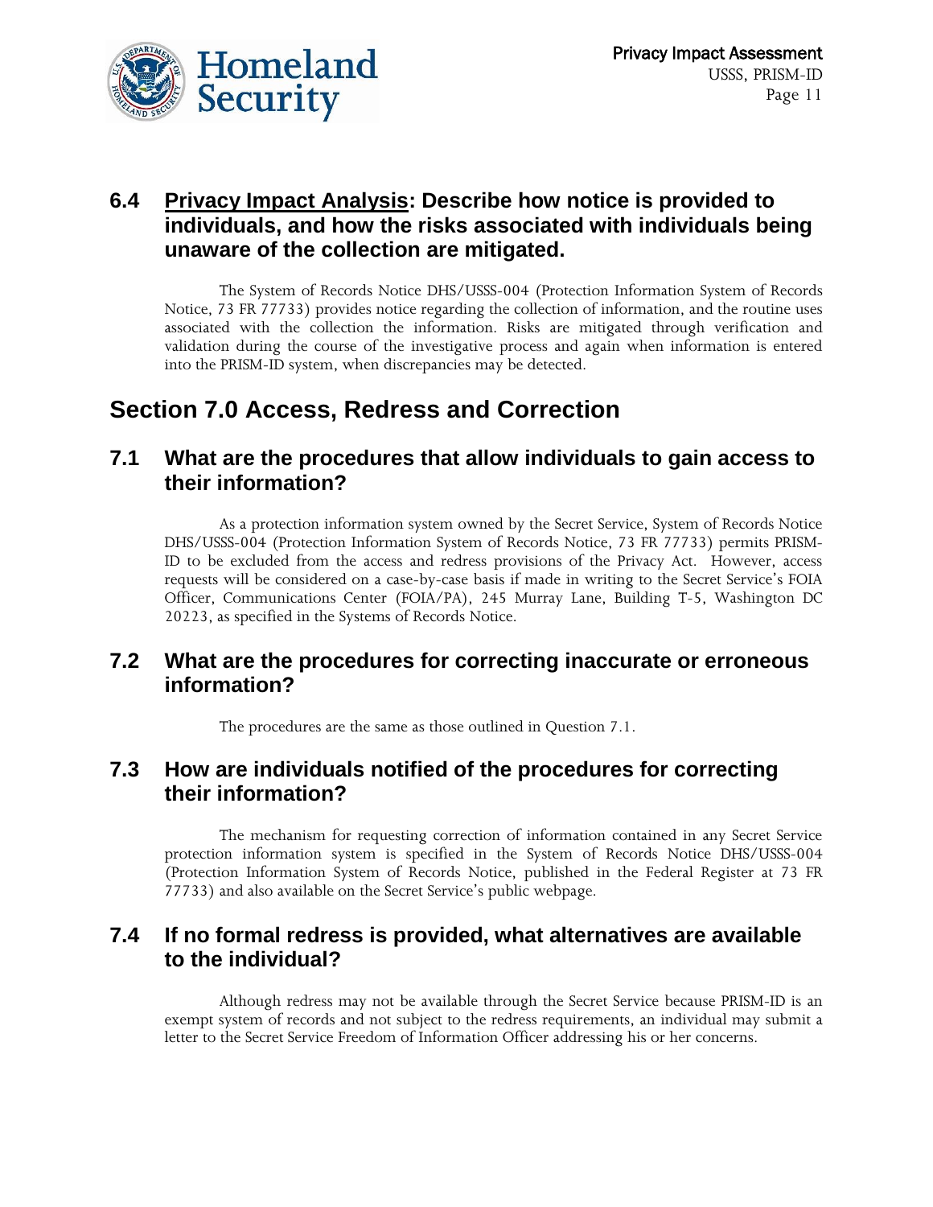### 6.4 <u>Privacy Impact Analysis</u>: Describe how notice is provided to individuals, and how the risks associated with individuals being unaware of the collection are mitigated.

The System of Records Notice DHS/USSS-004 (Protection Information System of Records Notice, 73 FR 77733) provides notice regarding the collection of information, and the routine uses associated with the collection the information. Risks are mitigated through verification and validation during the course of the investigative process and again when information is entered into the PRISM-ID system, when discrepancies may be detected.

## Section 7.0 Access, Redress and Correction

### 7.1 What are the procedures that allow individuals to gain access to their information?

As a protection information system owned by the Secret Service, System of Records Notice DHS/USSS-004 (Protection Information System of Records Notice, 73 FR 77733) permits PRISM-ID to be excluded from the access and redress provisions of the Privacy Act. However, access requests will be considered on a case-by-case basis if made in writing to the Secret Service's FOIA Officer, Communications Center (FOIA/PA), 245 Murray Lane, Building T-5, Washington DC 20223, as specified in the Systems of Records Notice.

### 7.2 What are the procedures for correcting inaccurate or erroneous information?

The procedures are the same as those outlined in Question 7.1.

### 7.3 How are individuals notified of the procedures for correcting their information?

The mechanism for requesting correction of information contained in any Secret Service protection information system is specified in the System of Records Notice DHS/USSS-004 (Protection Information System of Records Notice, published in the Federal Register at 73 FR 77733) and also available on the Secret Service's public webpage.

### 7.4 If no formal redress is provided, what alternatives are available to the individual?

Although redress may not be available through the Secret Service because PRISM-ID is an exempt system of records and not subject to the redress requirements, an individual may submit a letter to the Secret Service Freedom of Information Officer addressing his or her concerns.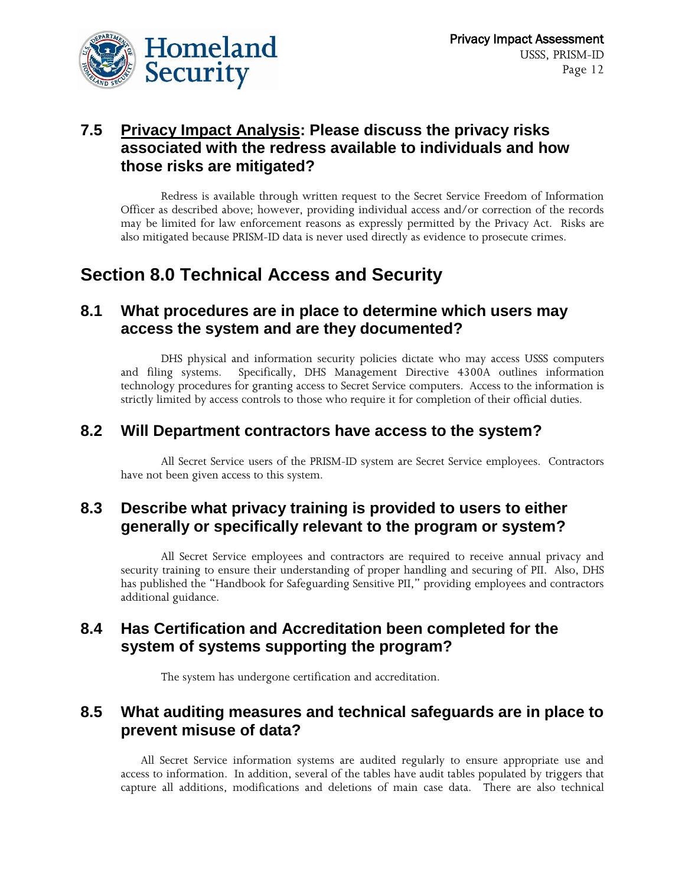### 7.5 Privacy Impact Analysis: Please discuss the privacy risks associated with the redress available to individuals and how those risks are mitigated?

Redress is available through written request to the Secret Service Freedom of Information Officer as described above; however, providing individual access and/or correction of the records may be limited for law enforcement reasons as expressly permitted by the Privacy Act. Risks are also mitigated because PRISM-ID data is never used directly as evidence to prosecute crimes.

## Section 8.0 Technical Access and Security

### 8.1 What procedures are in place to determine which users may access the system and are they documented?

DHS physical and information security policies dictate who may access USSS computers and filing systems. Specifically, DHS Management Directive 4300A outlines information technology procedures for granting access to Secret Service computers. Access to the information is strictly limited by access controls to those who require it for completion of their official duties.

### 8.2 Will Department contractors have access to the system?

All Secret Service users of the PRISM-ID system are Secret Service employees. Contractors have not been given access to this system.

### 8.3 Describe what privacy training is provided to users to either generally or specifically relevant to the program or system?

All Secret Service employees and contractors are required to receive annual privacy and security training to ensure their understanding of proper handling and securing of PII. Also, DHS has published the "Handbook for Safeguarding Sensitive PII," providing employees and contractors additional guidance.

### 8.4 Has Certification and Accreditation been completed for the system of systems supporting the program?

The system has undergone certification and accreditation.

### 8.5 What auditing measures and technical safeguards are in place to prevent misuse of data?

All Secret Service information systems are audited regularly to ensure appropriate use and access to information. In addition, several of the tables have audit tables populated by triggers that capture all additions, modifications and deletions of main case data. There are also technical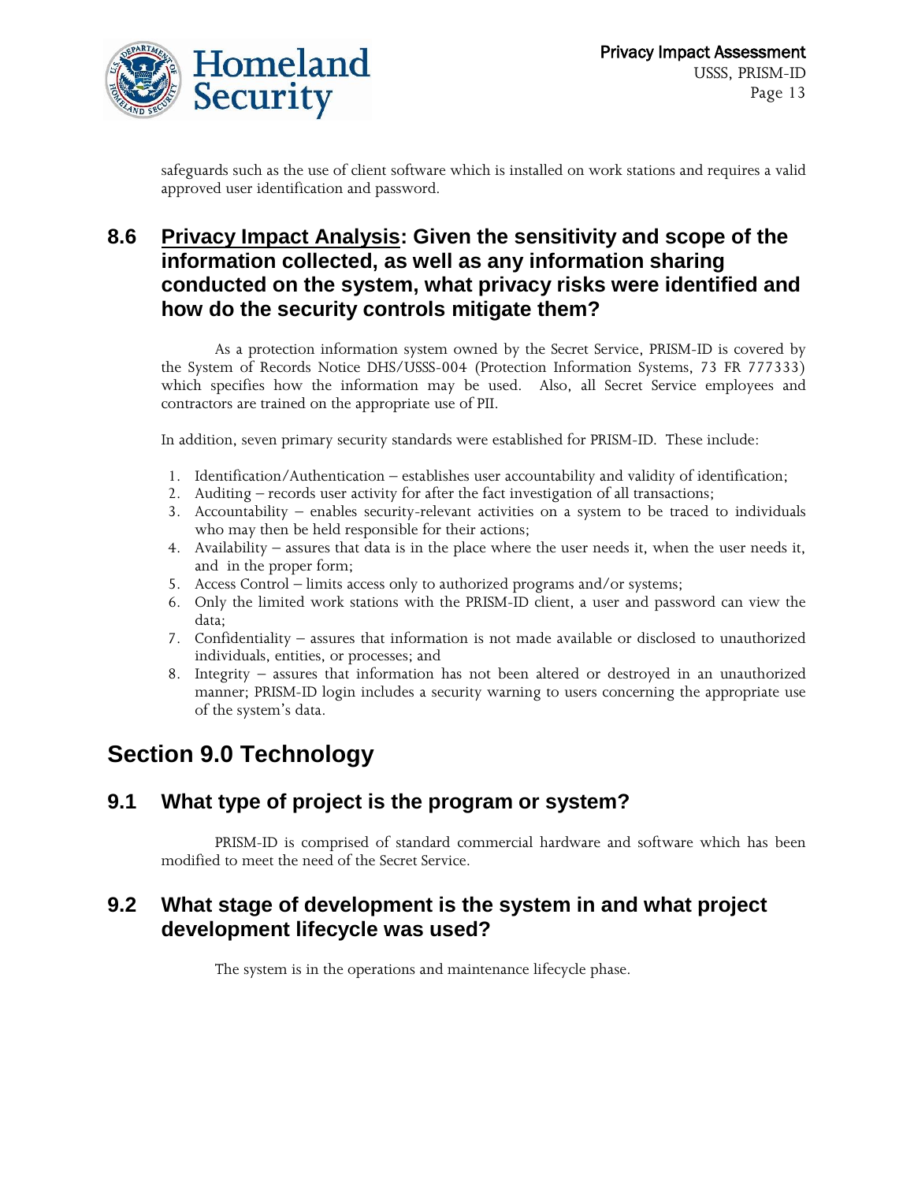safeguards such as the use of client software which is installed on work stations and requires a valid approved user identification and password.

### 8.6 Privacy Impact Analysis: Given the sensitivity and scope of the information collected, as well as any information sharing conducted on the system, what privacy risks were identified and how do the security controls mitigate them?

As a protection information system owned by the Secret Service, PRISM-ID is covered by the System of Records Notice DHS/USSS-004 (Protection Information Systems, 73 FR 777333) which specifies how the information may be used. Also, all Secret Service employees and contractors are trained on the appropriate use of PII.

In addition, seven primary security standards were established for PRISM-ID. These include:

1. Identification/Authentication – establishes user accountability and validity of identification;
2. Auditing – records user activity for after the fact investigation of all transactions;
3. Accountability – enables security-relevant activities on a system to be traced to individuals who may then be held responsible for their actions;
4. Availability – assures that data is in the place where the user needs it, when the user needs it, and in the proper form;
5. Access Control – limits access only to authorized programs and/or systems;
6. Only the limited work stations with the PRISM-ID client, a user and password can view the data;
7. Confidentiality – assures that information is not made available or disclosed to unauthorized individuals, entities, or processes; and
8. Integrity – assures that information has not been altered or destroyed in an unauthorized manner; PRISM-ID login includes a security warning to users concerning the appropriate use of the system's data.

## Section 9.0 Technology

### 9.1 What type of project is the program or system?

PRISM-ID is comprised of standard commercial hardware and software which has been modified to meet the need of the Secret Service.

### 9.2 What stage of development is the system in and what project development lifecycle was used?

The system is in the operations and maintenance lifecycle phase.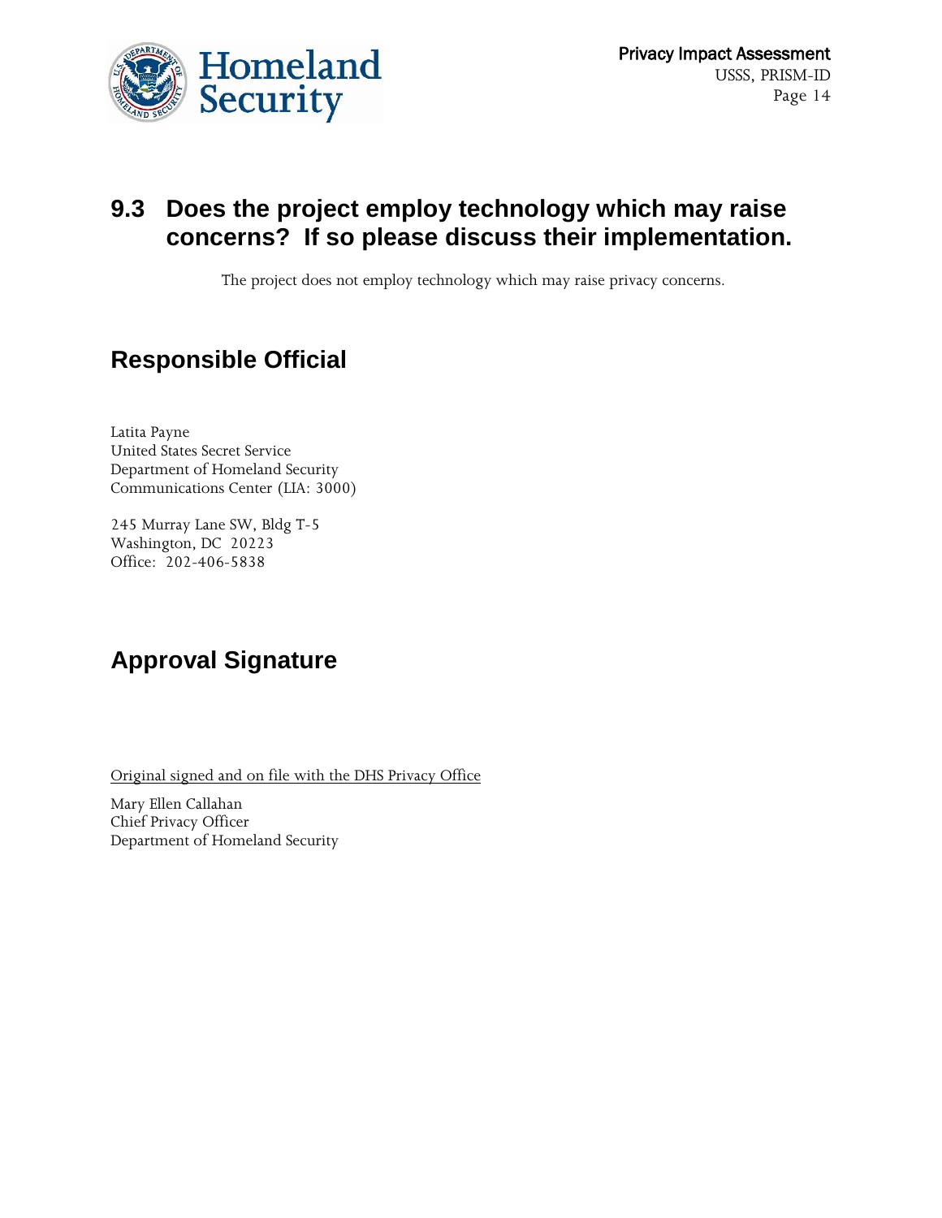## 9.3 Does the project employ technology which may raise concerns? If so please discuss their implementation.

The project does not employ technology which may raise privacy concerns.

## Responsible Official

Latita Payne
United States Secret Service
Department of Homeland Security
Communications Center (LIA: 3000)

245 Murray Lane SW, Bldg T-5
Washington, DC 20223
Office: 202-406-5838

## Approval Signature

Original signed and on file with the DHS Privacy Office

Mary Ellen Callahan
Chief Privacy Officer
Department of Homeland Security